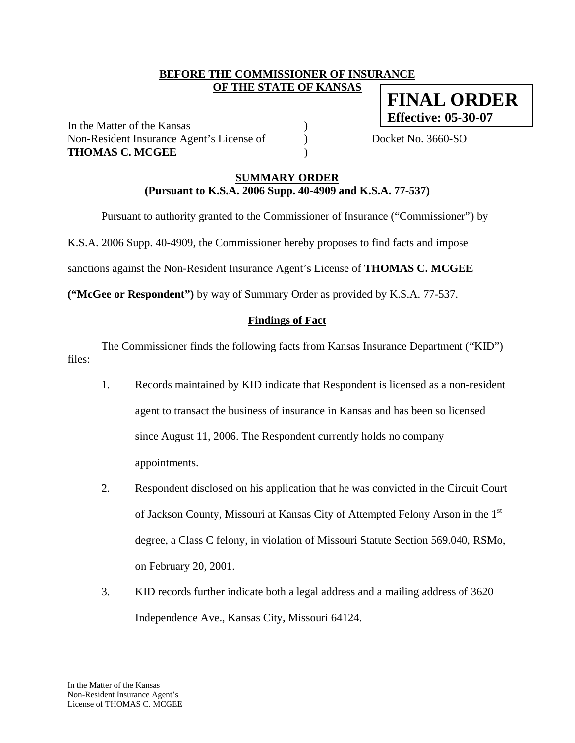**BEFORE THE COMMISSIONER OF INSURANCE**
**OF THE STATE OF KANSAS**

**FINAL ORDER**
**Effective: 05-30-07**

In the Matter of the Kansas )
Non-Resident Insurance Agent's License of ) Docket No. 3660-SO
**THOMAS C. MCGEE** )

## SUMMARY ORDER
### (Pursuant to K.S.A. 2006 Supp. 40-4909 and K.S.A. 77-537)

Pursuant to authority granted to the Commissioner of Insurance ("Commissioner") by K.S.A. 2006 Supp. 40-4909, the Commissioner hereby proposes to find facts and impose sanctions against the Non-Resident Insurance Agent's License of **THOMAS C. MCGEE ("McGee or Respondent")** by way of Summary Order as provided by K.S.A. 77-537.

### Findings of Fact

The Commissioner finds the following facts from Kansas Insurance Department ("KID") files:

1. Records maintained by KID indicate that Respondent is licensed as a non-resident agent to transact the business of insurance in Kansas and has been so licensed since August 11, 2006. The Respondent currently holds no company appointments.

2. Respondent disclosed on his application that he was convicted in the Circuit Court of Jackson County, Missouri at Kansas City of Attempted Felony Arson in the 1st degree, a Class C felony, in violation of Missouri Statute Section 569.040, RSMo, on February 20, 2001.

3. KID records further indicate both a legal address and a mailing address of 3620 Independence Ave., Kansas City, Missouri 64124.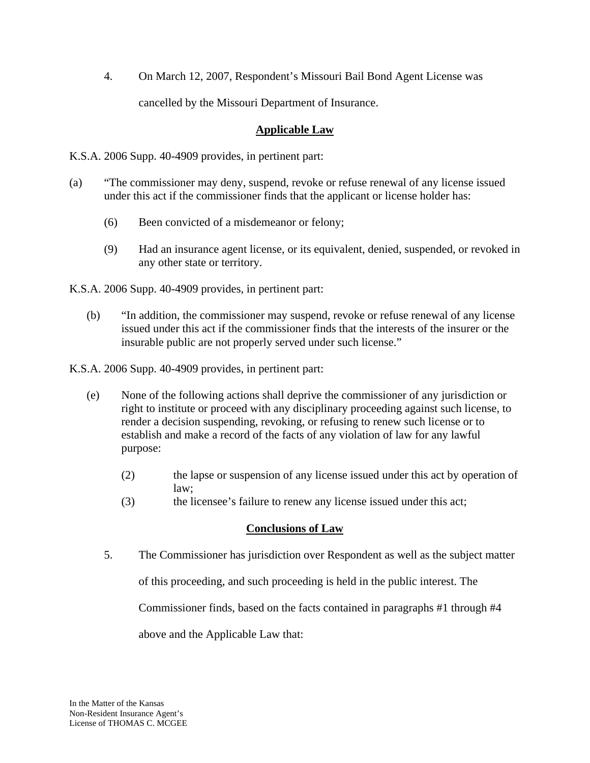4. On March 12, 2007, Respondent's Missouri Bail Bond Agent License was cancelled by the Missouri Department of Insurance.

## Applicable Law

K.S.A. 2006 Supp. 40-4909 provides, in pertinent part:

(a) "The commissioner may deny, suspend, revoke or refuse renewal of any license issued under this act if the commissioner finds that the applicant or license holder has:

(6) Been convicted of a misdemeanor or felony;

(9) Had an insurance agent license, or its equivalent, denied, suspended, or revoked in any other state or territory.

K.S.A. 2006 Supp. 40-4909 provides, in pertinent part:

(b) "In addition, the commissioner may suspend, revoke or refuse renewal of any license issued under this act if the commissioner finds that the interests of the insurer or the insurable public are not properly served under such license."

K.S.A. 2006 Supp. 40-4909 provides, in pertinent part:

(e) None of the following actions shall deprive the commissioner of any jurisdiction or right to institute or proceed with any disciplinary proceeding against such license, to render a decision suspending, revoking, or refusing to renew such license or to establish and make a record of the facts of any violation of law for any lawful purpose:

(2) the lapse or suspension of any license issued under this act by operation of law;
(3) the licensee's failure to renew any license issued under this act;

## Conclusions of Law

5. The Commissioner has jurisdiction over Respondent as well as the subject matter of this proceeding, and such proceeding is held in the public interest. The Commissioner finds, based on the facts contained in paragraphs #1 through #4 above and the Applicable Law that: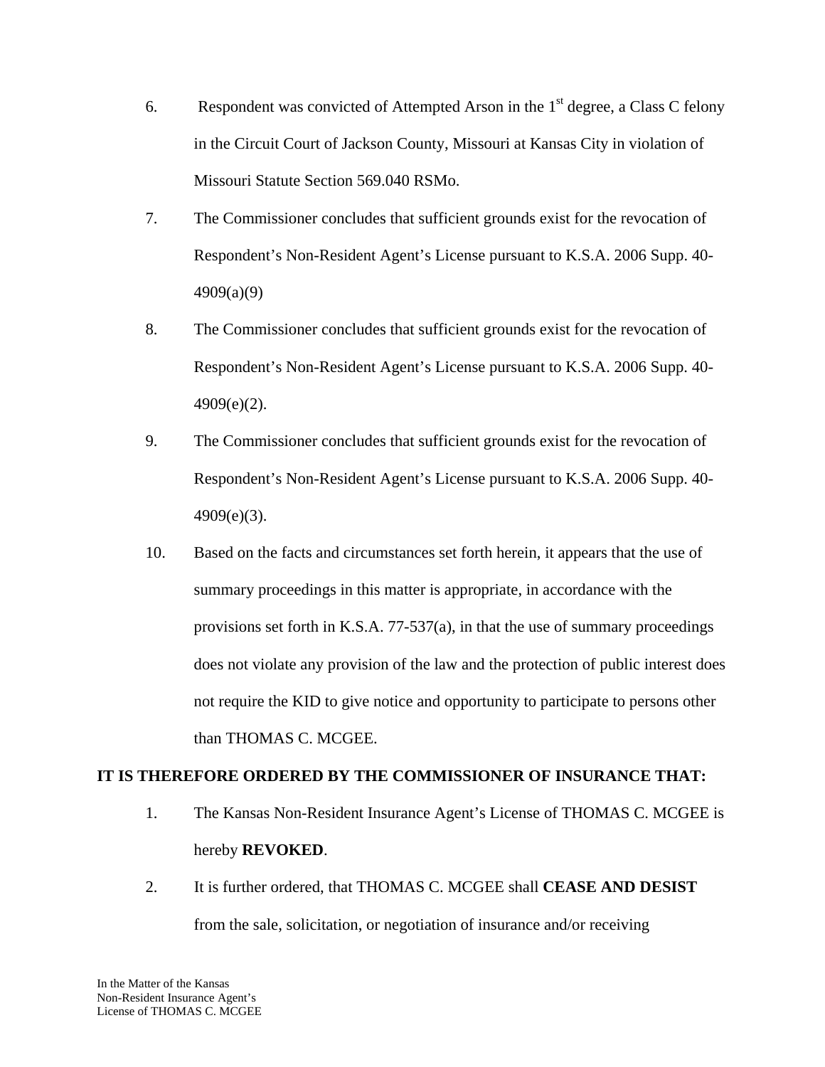6. Respondent was convicted of Attempted Arson in the 1st degree, a Class C felony in the Circuit Court of Jackson County, Missouri at Kansas City in violation of Missouri Statute Section 569.040 RSMo.

7. The Commissioner concludes that sufficient grounds exist for the revocation of Respondent's Non-Resident Agent's License pursuant to K.S.A. 2006 Supp. 40-4909(a)(9)

8. The Commissioner concludes that sufficient grounds exist for the revocation of Respondent's Non-Resident Agent's License pursuant to K.S.A. 2006 Supp. 40-4909(e)(2).

9. The Commissioner concludes that sufficient grounds exist for the revocation of Respondent's Non-Resident Agent's License pursuant to K.S.A. 2006 Supp. 40-4909(e)(3).

10. Based on the facts and circumstances set forth herein, it appears that the use of summary proceedings in this matter is appropriate, in accordance with the provisions set forth in K.S.A. 77-537(a), in that the use of summary proceedings does not violate any provision of the law and the protection of public interest does not require the KID to give notice and opportunity to participate to persons other than THOMAS C. MCGEE.

**IT IS THEREFORE ORDERED BY THE COMMISSIONER OF INSURANCE THAT:**

1. The Kansas Non-Resident Insurance Agent's License of THOMAS C. MCGEE is hereby **REVOKED**.

2. It is further ordered, that THOMAS C. MCGEE shall **CEASE AND DESIST** from the sale, solicitation, or negotiation of insurance and/or receiving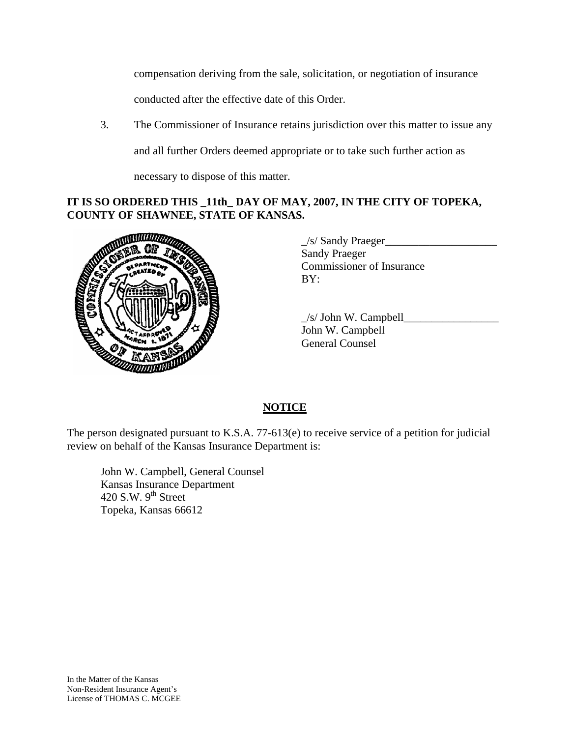compensation deriving from the sale, solicitation, or negotiation of insurance conducted after the effective date of this Order.

3. The Commissioner of Insurance retains jurisdiction over this matter to issue any and all further Orders deemed appropriate or to take such further action as necessary to dispose of this matter.

**IT IS SO ORDERED THIS _11th_ DAY OF MAY, 2007, IN THE CITY OF TOPEKA, COUNTY OF SHAWNEE, STATE OF KANSAS.**

_/s/ Sandy Praeger____________________
Sandy Praeger
Commissioner of Insurance
BY:

_/s/ John W. Campbell_________________
John W. Campbell
General Counsel

## NOTICE

The person designated pursuant to K.S.A. 77-613(e) to receive service of a petition for judicial review on behalf of the Kansas Insurance Department is:

John W. Campbell, General Counsel
Kansas Insurance Department
420 S.W. 9th Street
Topeka, Kansas 66612

In the Matter of the Kansas
Non-Resident Insurance Agent's
License of THOMAS C. MCGEE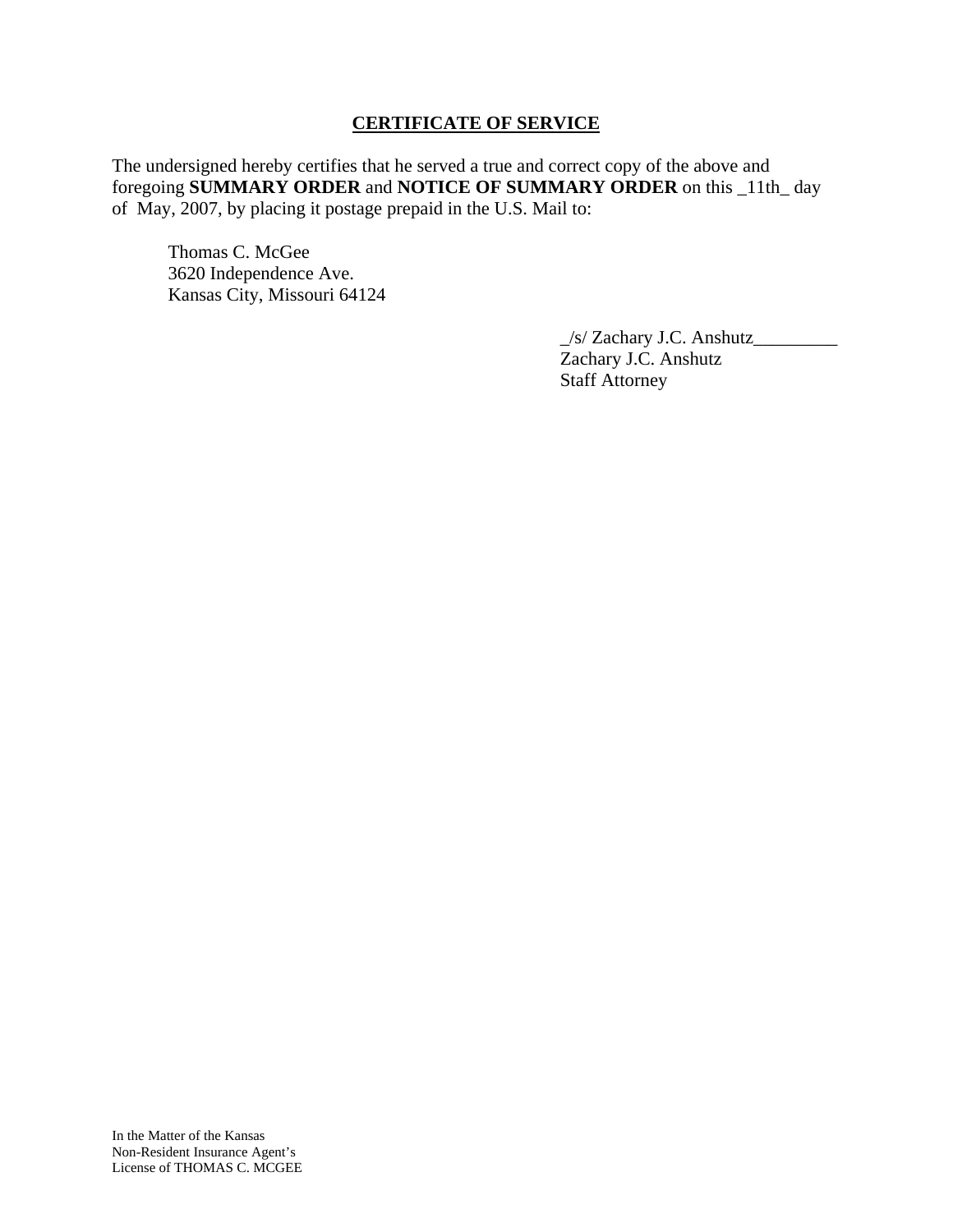## CERTIFICATE OF SERVICE

The undersigned hereby certifies that he served a true and correct copy of the above and foregoing **SUMMARY ORDER** and **NOTICE OF SUMMARY ORDER** on this _11th_ day of May, 2007, by placing it postage prepaid in the U.S. Mail to:

Thomas C. McGee
3620 Independence Ave.
Kansas City, Missouri 64124

_/s/ Zachary J.C. Anshutz_________
Zachary J.C. Anshutz
Staff Attorney

In the Matter of the Kansas
Non-Resident Insurance Agent's
License of THOMAS C. MCGEE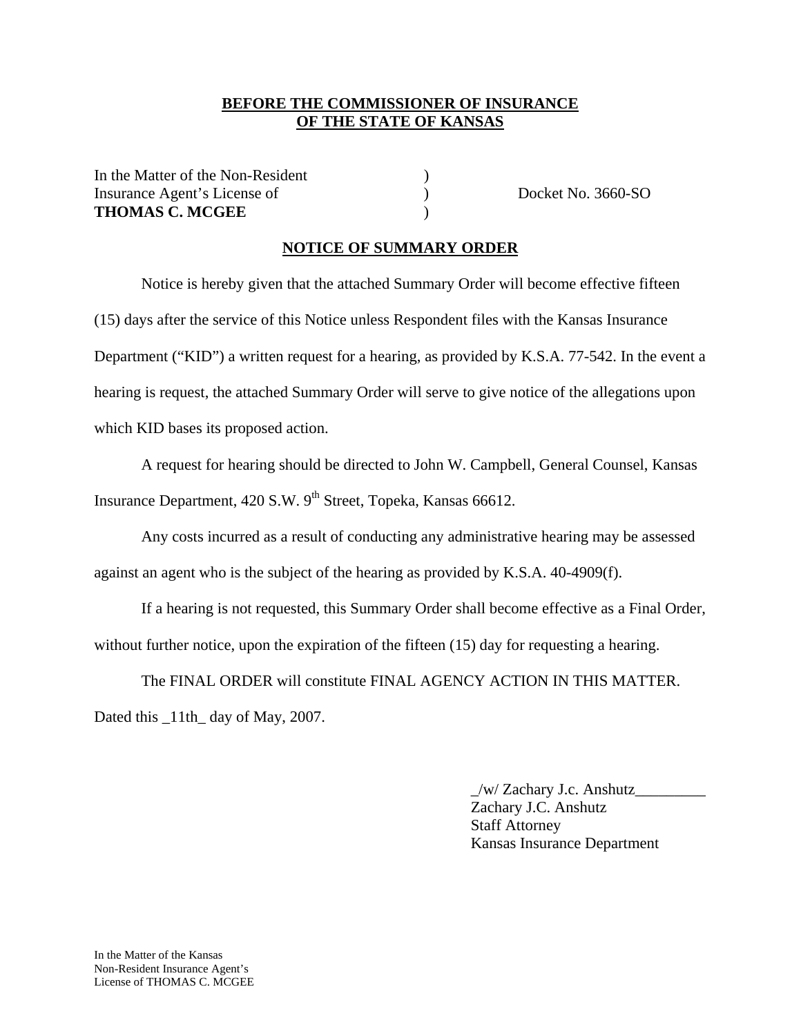**BEFORE THE COMMISSIONER OF INSURANCE**
**OF THE STATE OF KANSAS**

| | | |
|---|---|---|
| In the Matter of the Non-Resident | ) | |
| Insurance Agent's License of | ) | Docket No. 3660-SO |
| **THOMAS C. MCGEE** | ) | |

**NOTICE OF SUMMARY ORDER**

Notice is hereby given that the attached Summary Order will become effective fifteen (15) days after the service of this Notice unless Respondent files with the Kansas Insurance Department ("KID") a written request for a hearing, as provided by K.S.A. 77-542. In the event a hearing is request, the attached Summary Order will serve to give notice of the allegations upon which KID bases its proposed action.

A request for hearing should be directed to John W. Campbell, General Counsel, Kansas Insurance Department, 420 S.W. 9th Street, Topeka, Kansas 66612.

Any costs incurred as a result of conducting any administrative hearing may be assessed against an agent who is the subject of the hearing as provided by K.S.A. 40-4909(f).

If a hearing is not requested, this Summary Order shall become effective as a Final Order, without further notice, upon the expiration of the fifteen (15) day for requesting a hearing.

The FINAL ORDER will constitute FINAL AGENCY ACTION IN THIS MATTER.

Dated this _11th_ day of May, 2007.

_/w/ Zachary J.c. Anshutz_________
Zachary J.C. Anshutz
Staff Attorney
Kansas Insurance Department

In the Matter of the Kansas
Non-Resident Insurance Agent's
License of THOMAS C. MCGEE